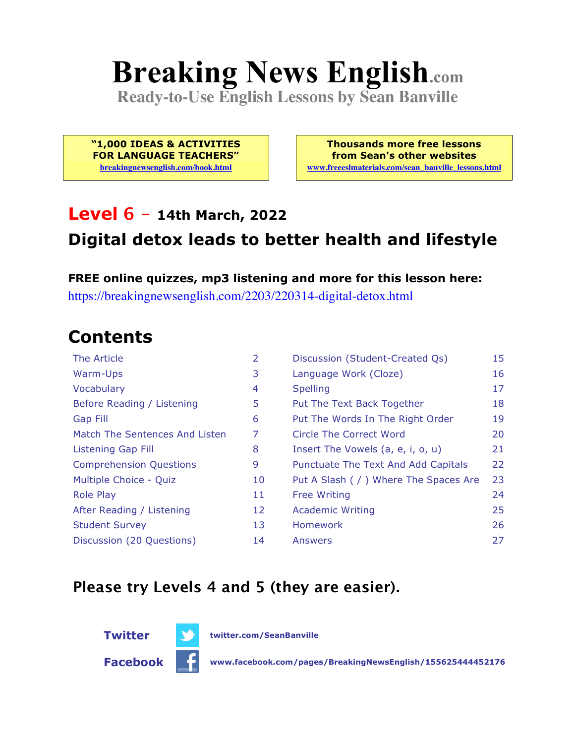# Breaking News English.com

**Ready-to-Use English Lessons by Sean Banville**

**"1,000 IDEAS & ACTIVITIES FOR LANGUAGE TEACHERS"**
breakingnewsenglish.com/book.html

**Thousands more free lessons from Sean's other websites**
www.freeeslmaterials.com/sean_banville_lessons.html

## Level 6 – 14th March, 2022

## Digital detox leads to better health and lifestyle

**FREE online quizzes, mp3 listening and more for this lesson here:**
https://breakingnewsenglish.com/2203/220314-digital-detox.html

## Contents

| | | | |
|---|---|---|---|
| The Article | 2 | Discussion (Student-Created Qs) | 15 |
| Warm-Ups | 3 | Language Work (Cloze) | 16 |
| Vocabulary | 4 | Spelling | 17 |
| Before Reading / Listening | 5 | Put The Text Back Together | 18 |
| Gap Fill | 6 | Put The Words In The Right Order | 19 |
| Match The Sentences And Listen | 7 | Circle The Correct Word | 20 |
| Listening Gap Fill | 8 | Insert The Vowels (a, e, i, o, u) | 21 |
| Comprehension Questions | 9 | Punctuate The Text And Add Capitals | 22 |
| Multiple Choice - Quiz | 10 | Put A Slash ( / ) Where The Spaces Are | 23 |
| Role Play | 11 | Free Writing | 24 |
| After Reading / Listening | 12 | Academic Writing | 25 |
| Student Survey | 13 | Homework | 26 |
| Discussion (20 Questions) | 14 | Answers | 27 |

**Please try Levels 4 and 5 (they are easier).**

**Twitter** twitter.com/SeanBanville

**Facebook** www.facebook.com/pages/BreakingNewsEnglish/155625444452176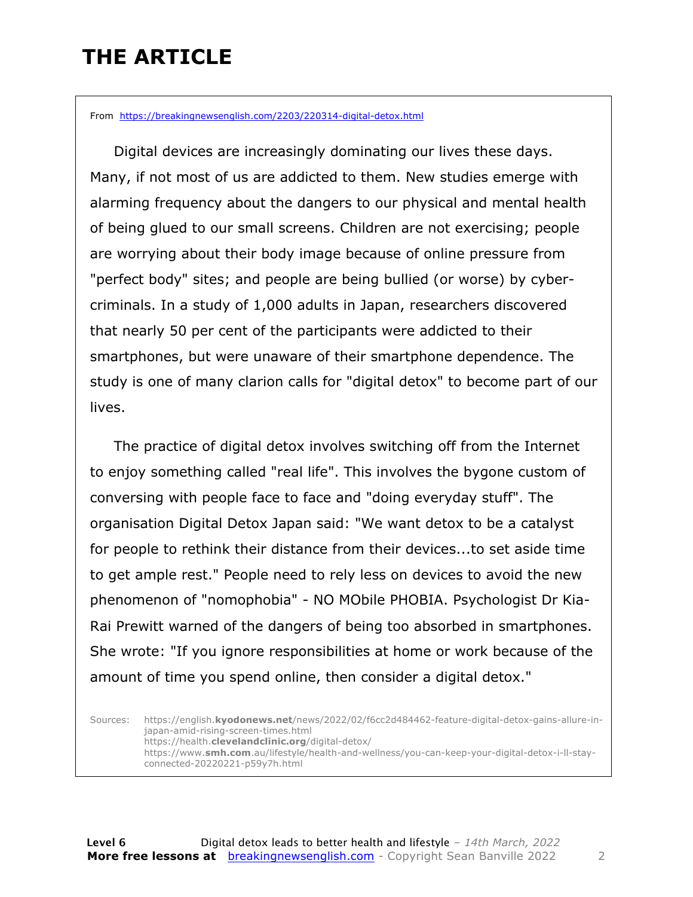# THE ARTICLE

From https://breakingnewsenglish.com/2203/220314-digital-detox.html

Digital devices are increasingly dominating our lives these days. Many, if not most of us are addicted to them. New studies emerge with alarming frequency about the dangers to our physical and mental health of being glued to our small screens. Children are not exercising; people are worrying about their body image because of online pressure from "perfect body" sites; and people are being bullied (or worse) by cyber-criminals. In a study of 1,000 adults in Japan, researchers discovered that nearly 50 per cent of the participants were addicted to their smartphones, but were unaware of their smartphone dependence. The study is one of many clarion calls for "digital detox" to become part of our lives.

The practice of digital detox involves switching off from the Internet to enjoy something called "real life". This involves the bygone custom of conversing with people face to face and "doing everyday stuff". The organisation Digital Detox Japan said: "We want detox to be a catalyst for people to rethink their distance from their devices...to set aside time to get ample rest." People need to rely less on devices to avoid the new phenomenon of "nomophobia" - NO MObile PHOBIA. Psychologist Dr Kia-Rai Prewitt warned of the dangers of being too absorbed in smartphones. She wrote: "If you ignore responsibilities at home or work because of the amount of time you spend online, then consider a digital detox."

Sources: https://english.**kyodonews.net**/news/2022/02/f6cc2d484462-feature-digital-detox-gains-allure-in-japan-amid-rising-screen-times.html
https://health.**clevelandclinic.org**/digital-detox/
https://www.**smh.com**.au/lifestyle/health-and-wellness/you-can-keep-your-digital-detox-i-ll-stay-connected-20220221-p59y7h.html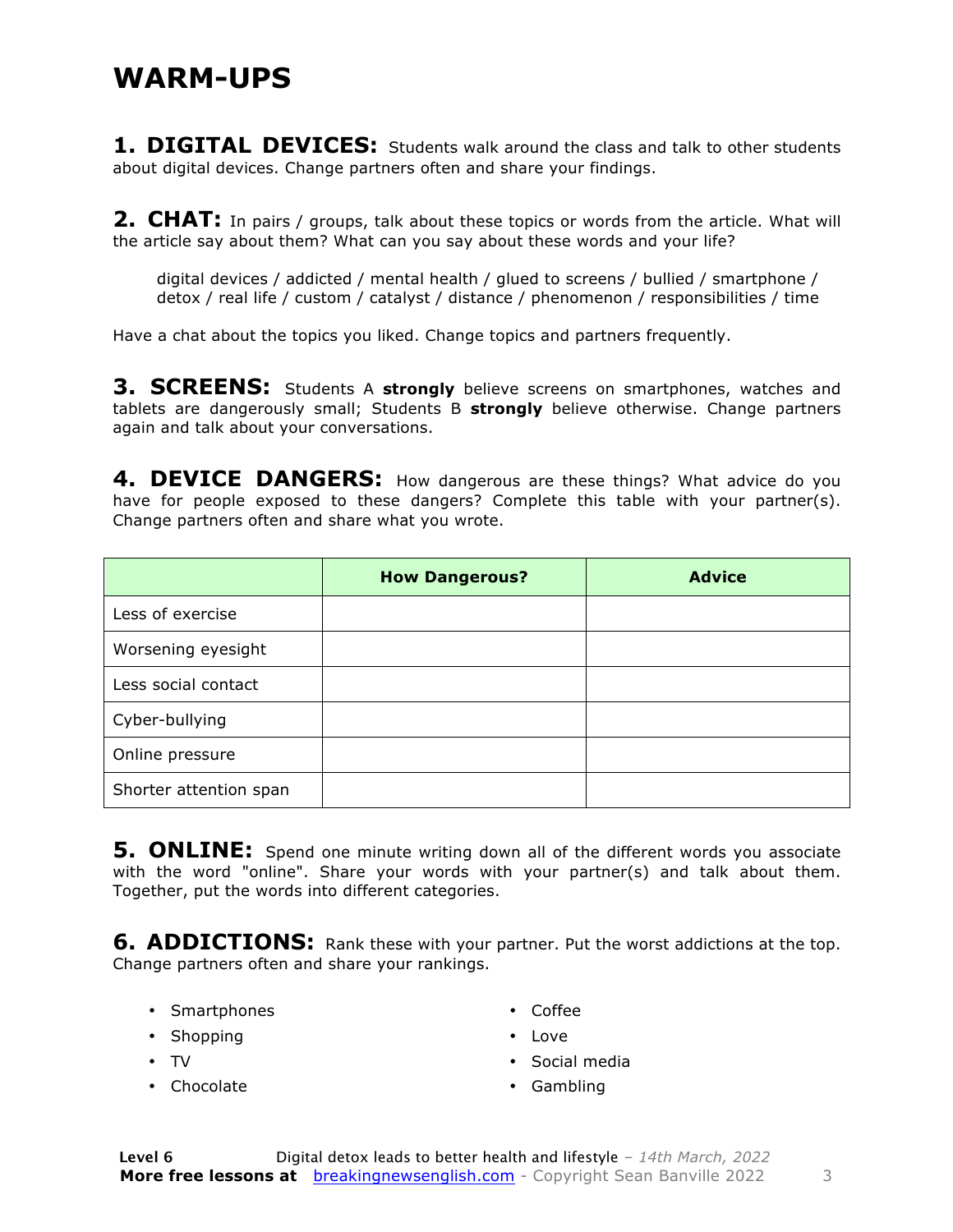# WARM-UPS

**1. DIGITAL DEVICES:** Students walk around the class and talk to other students about digital devices. Change partners often and share your findings.

**2. CHAT:** In pairs / groups, talk about these topics or words from the article. What will the article say about them? What can you say about these words and your life?

digital devices / addicted / mental health / glued to screens / bullied / smartphone / detox / real life / custom / catalyst / distance / phenomenon / responsibilities / time

Have a chat about the topics you liked. Change topics and partners frequently.

**3. SCREENS:** Students A **strongly** believe screens on smartphones, watches and tablets are dangerously small; Students B **strongly** believe otherwise. Change partners again and talk about your conversations.

**4. DEVICE DANGERS:** How dangerous are these things? What advice do you have for people exposed to these dangers? Complete this table with your partner(s). Change partners often and share what you wrote.

| | How Dangerous? | Advice |
|---|---|---|
| Less of exercise | | |
| Worsening eyesight | | |
| Less social contact | | |
| Cyber-bullying | | |
| Online pressure | | |
| Shorter attention span | | |

**5. ONLINE:** Spend one minute writing down all of the different words you associate with the word "online". Share your words with your partner(s) and talk about them. Together, put the words into different categories.

**6. ADDICTIONS:** Rank these with your partner. Put the worst addictions at the top. Change partners often and share your rankings.

- Smartphones
- Shopping
- TV
- Chocolate
- Coffee
- Love
- Social media
- Gambling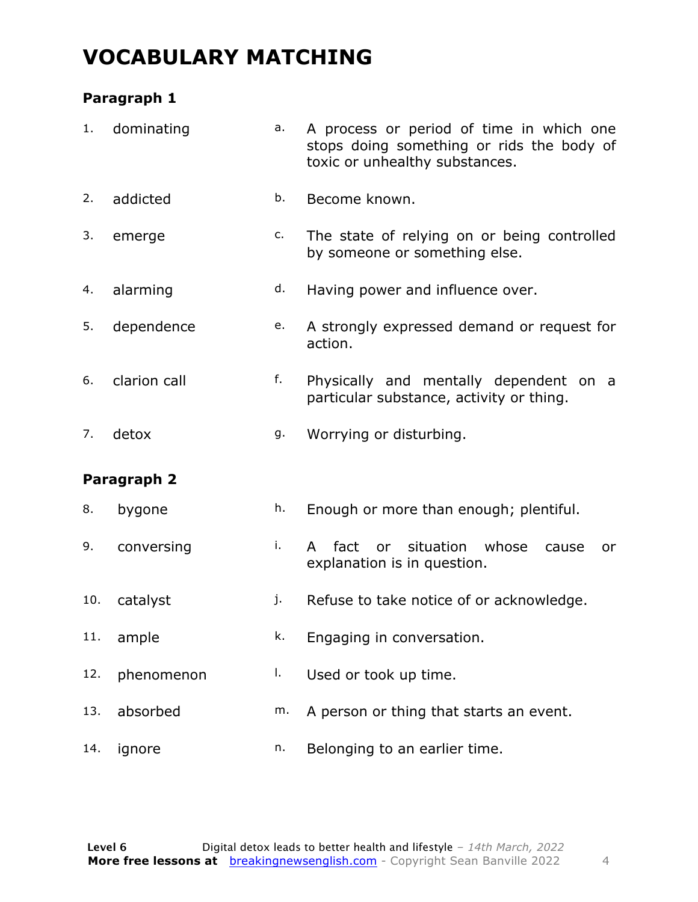# VOCABULARY MATCHING

## Paragraph 1

| | | | |
|---|---|---|---|
| 1. | dominating | a. | A process or period of time in which one stops doing something or rids the body of toxic or unhealthy substances. |
| 2. | addicted | b. | Become known. |
| 3. | emerge | c. | The state of relying on or being controlled by someone or something else. |
| 4. | alarming | d. | Having power and influence over. |
| 5. | dependence | e. | A strongly expressed demand or request for action. |
| 6. | clarion call | f. | Physically and mentally dependent on a particular substance, activity or thing. |
| 7. | detox | g. | Worrying or disturbing. |

## Paragraph 2

| | | | |
|---|---|---|---|
| 8. | bygone | h. | Enough or more than enough; plentiful. |
| 9. | conversing | i. | A fact or situation whose cause or explanation is in question. |
| 10. | catalyst | j. | Refuse to take notice of or acknowledge. |
| 11. | ample | k. | Engaging in conversation. |
| 12. | phenomenon | l. | Used or took up time. |
| 13. | absorbed | m. | A person or thing that starts an event. |
| 14. | ignore | n. | Belonging to an earlier time. |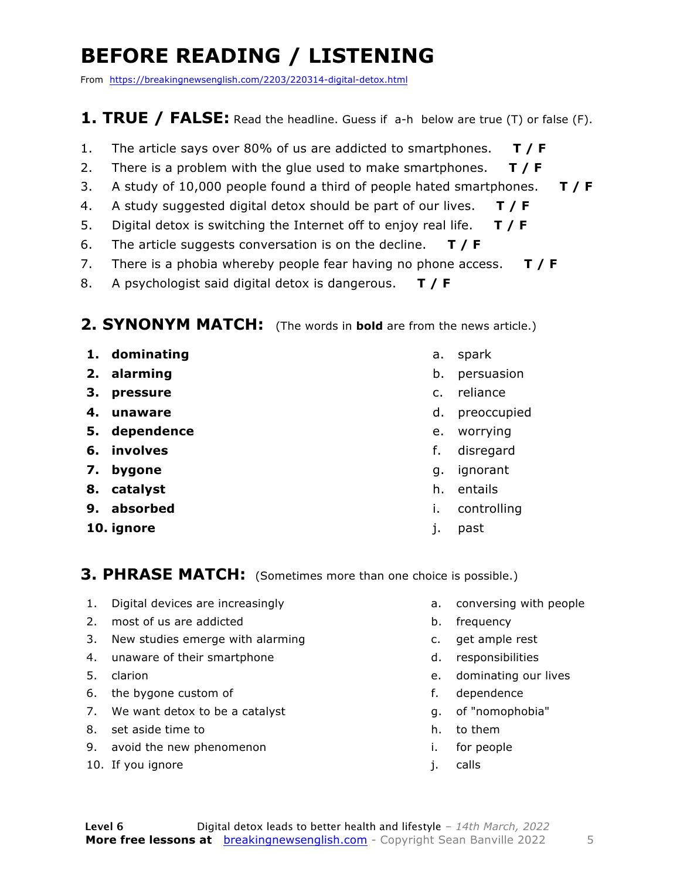# BEFORE READING / LISTENING

From https://breakingnewsenglish.com/2203/220314-digital-detox.html

## 1. TRUE / FALSE: Read the headline. Guess if a-h below are true (T) or false (F).

1. The article says over 80% of us are addicted to smartphones. **T / F**
2. There is a problem with the glue used to make smartphones. **T / F**
3. A study of 10,000 people found a third of people hated smartphones. **T / F**
4. A study suggested digital detox should be part of our lives. **T / F**
5. Digital detox is switching the Internet off to enjoy real life. **T / F**
6. The article suggests conversation is on the decline. **T / F**
7. There is a phobia whereby people fear having no phone access. **T / F**
8. A psychologist said digital detox is dangerous. **T / F**

## 2. SYNONYM MATCH: (The words in **bold** are from the news article.)

1. **dominating**
2. **alarming**
3. **pressure**
4. **unaware**
5. **dependence**
6. **involves**
7. **bygone**
8. **catalyst**
9. **absorbed**
10. **ignore**

a. spark
b. persuasion
c. reliance
d. preoccupied
e. worrying
f. disregard
g. ignorant
h. entails
i. controlling
j. past

## 3. PHRASE MATCH: (Sometimes more than one choice is possible.)

1. Digital devices are increasingly
2. most of us are addicted
3. New studies emerge with alarming
4. unaware of their smartphone
5. clarion
6. the bygone custom of
7. We want detox to be a catalyst
8. set aside time to
9. avoid the new phenomenon
10. If you ignore

a. conversing with people
b. frequency
c. get ample rest
d. responsibilities
e. dominating our lives
f. dependence
g. of "nomophobia"
h. to them
i. for people
j. calls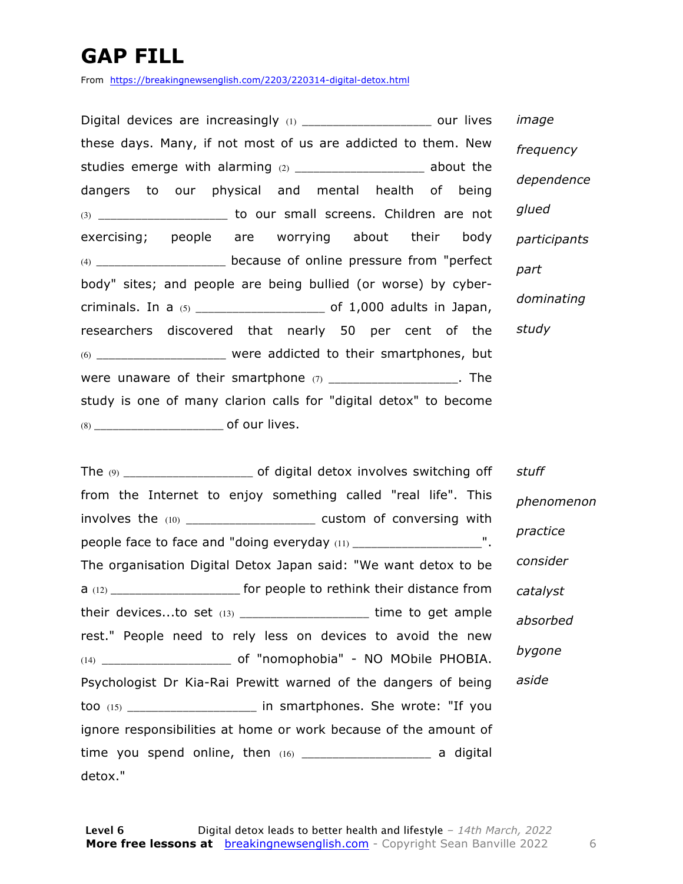# GAP FILL

From https://breakingnewsenglish.com/2203/220314-digital-detox.html

Digital devices are increasingly (1) ____________________ our lives these days. Many, if not most of us are addicted to them. New studies emerge with alarming (2) ____________________ about the dangers to our physical and mental health of being (3) ____________________ to our small screens. Children are not exercising; people are worrying about their body (4) ____________________ because of online pressure from "perfect body" sites; and people are being bullied (or worse) by cyber-criminals. In a (5) ____________________ of 1,000 adults in Japan, researchers discovered that nearly 50 per cent of the (6) ____________________ were addicted to their smartphones, but were unaware of their smartphone (7) ____________________. The study is one of many clarion calls for "digital detox" to become (8) ____________________ of our lives.

*image*
*frequency*
*dependence*
*glued*
*participants*
*part*
*dominating*
*study*

The (9) ____________________ of digital detox involves switching off from the Internet to enjoy something called "real life". This involves the (10) ____________________ custom of conversing with people face to face and "doing everyday (11) ____________________". The organisation Digital Detox Japan said: "We want detox to be a (12) ____________________ for people to rethink their distance from their devices...to set (13) ____________________ time to get ample rest." People need to rely less on devices to avoid the new (14) ____________________ of "nomophobia" - NO MObile PHOBIA. Psychologist Dr Kia-Rai Prewitt warned of the dangers of being too (15) ____________________ in smartphones. She wrote: "If you ignore responsibilities at home or work because of the amount of time you spend online, then (16) ____________________ a digital detox."

*stuff*
*phenomenon*
*practice*
*consider*
*catalyst*
*absorbed*
*bygone*
*aside*

**Level 6** Digital detox leads to better health and lifestyle – *14th March, 2022*
**More free lessons at** breakingnewsenglish.com - Copyright Sean Banville 2022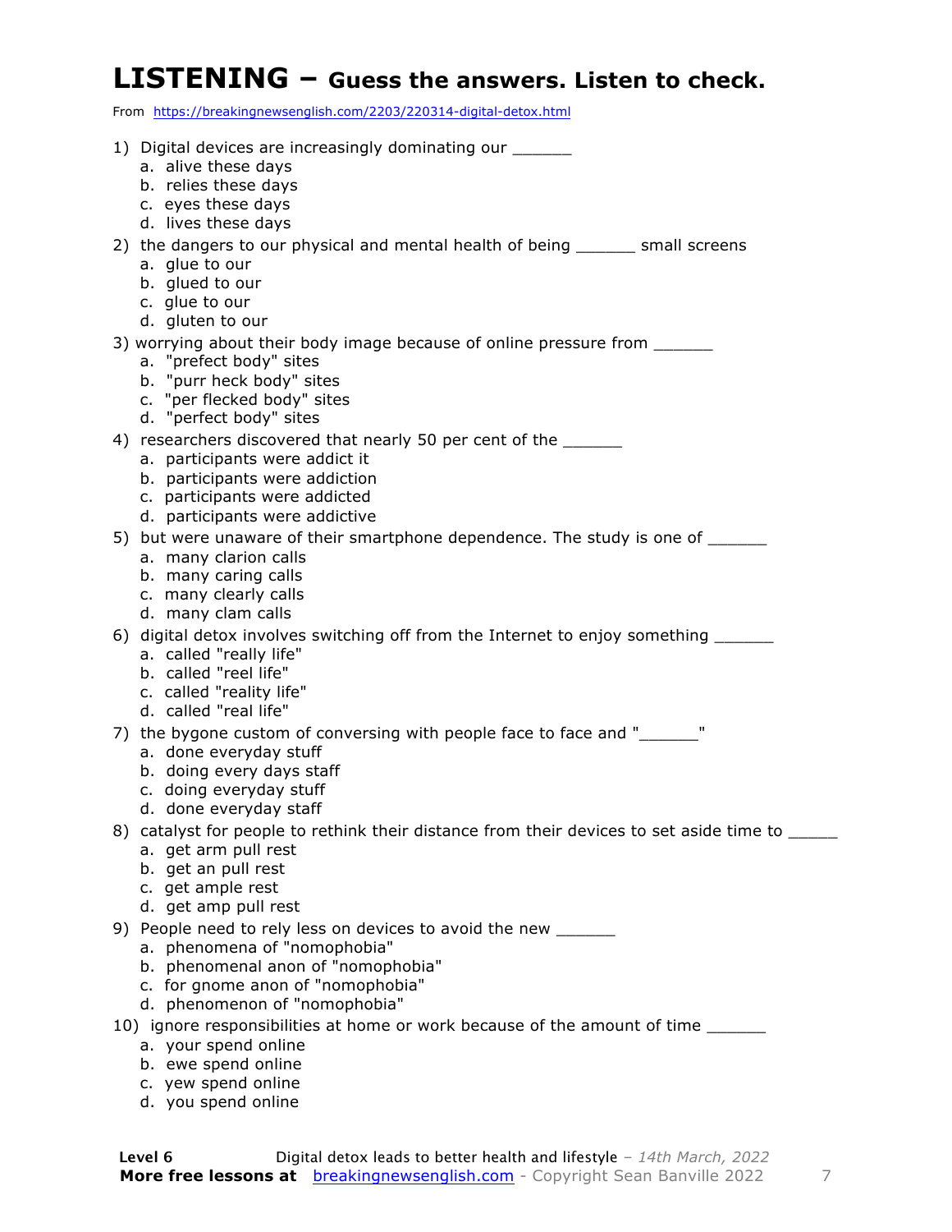# LISTENING – Guess the answers. Listen to check.

From https://breakingnewsenglish.com/2203/220314-digital-detox.html

1) Digital devices are increasingly dominating our ______
   a. alive these days
   b. relies these days
   c. eyes these days
   d. lives these days

2) the dangers to our physical and mental health of being ______ small screens
   a. glue to our
   b. glued to our
   c. glue to our
   d. gluten to our

3) worrying about their body image because of online pressure from ______
   a. "prefect body" sites
   b. "purr heck body" sites
   c. "per flecked body" sites
   d. "perfect body" sites

4) researchers discovered that nearly 50 per cent of the ______
   a. participants were addict it
   b. participants were addiction
   c. participants were addicted
   d. participants were addictive

5) but were unaware of their smartphone dependence. The study is one of ______
   a. many clarion calls
   b. many caring calls
   c. many clearly calls
   d. many clam calls

6) digital detox involves switching off from the Internet to enjoy something ______
   a. called "really life"
   b. called "reel life"
   c. called "reality life"
   d. called "real life"

7) the bygone custom of conversing with people face to face and "______"
   a. done everyday stuff
   b. doing every days staff
   c. doing everyday stuff
   d. done everyday staff

8) catalyst for people to rethink their distance from their devices to set aside time to _____
   a. get arm pull rest
   b. get an pull rest
   c. get ample rest
   d. get amp pull rest

9) People need to rely less on devices to avoid the new ______
   a. phenomena of "nomophobia"
   b. phenomenal anon of "nomophobia"
   c. for gnome anon of "nomophobia"
   d. phenomenon of "nomophobia"

10) ignore responsibilities at home or work because of the amount of time ______
    a. your spend online
    b. ewe spend online
    c. yew spend online
    d. you spend online

**Level 6** Digital detox leads to better health and lifestyle – *14th March, 2022*
**More free lessons at** breakingnewsenglish.com - Copyright Sean Banville 2022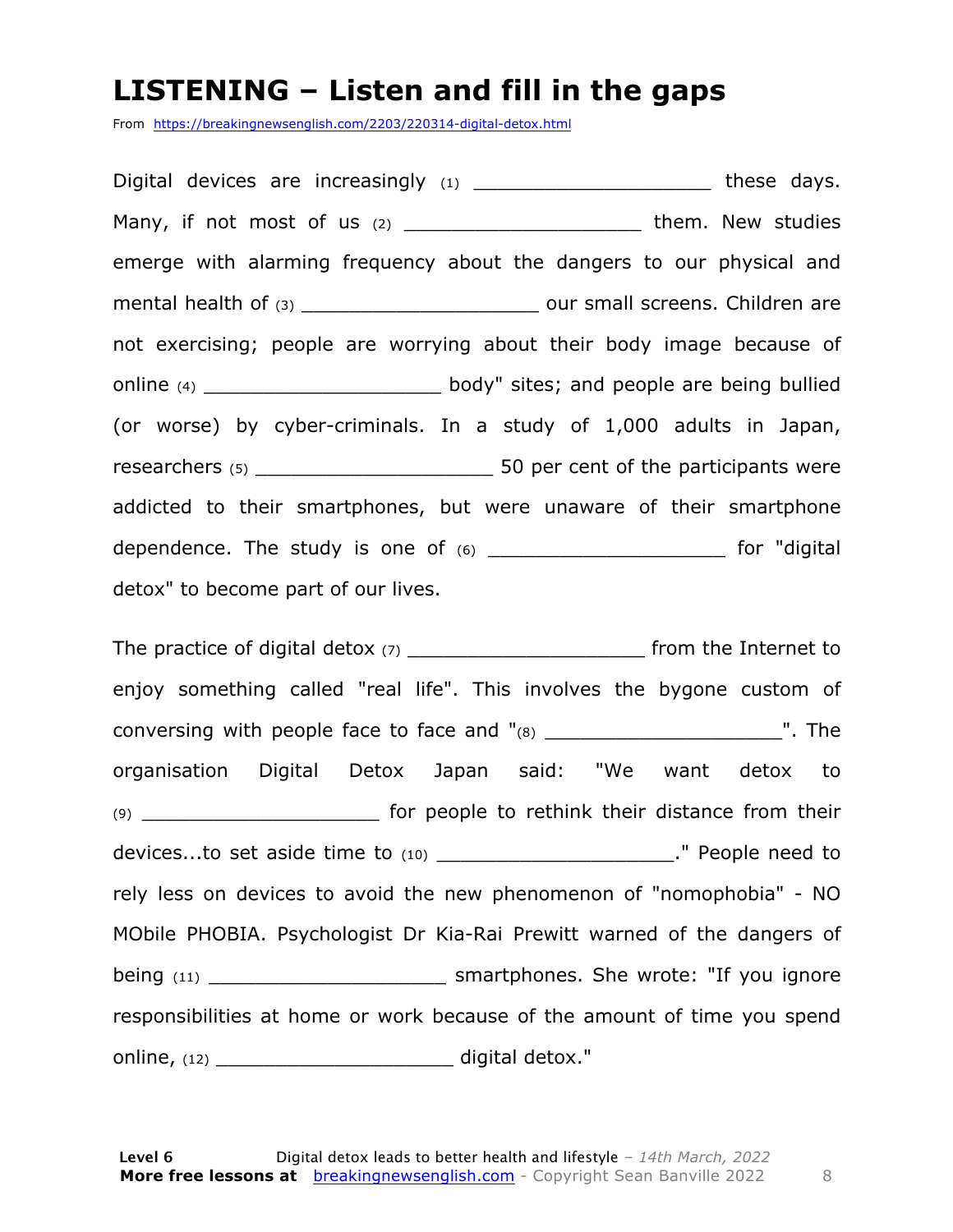# LISTENING – Listen and fill in the gaps

From https://breakingnewsenglish.com/2203/220314-digital-detox.html

Digital devices are increasingly (1) ____________________ these days. Many, if not most of us (2) ____________________ them. New studies emerge with alarming frequency about the dangers to our physical and mental health of (3) ____________________ our small screens. Children are not exercising; people are worrying about their body image because of online (4) ____________________ body" sites; and people are being bullied (or worse) by cyber-criminals. In a study of 1,000 adults in Japan, researchers (5) ____________________ 50 per cent of the participants were addicted to their smartphones, but were unaware of their smartphone dependence. The study is one of (6) ____________________ for "digital detox" to become part of our lives.

The practice of digital detox (7) ____________________ from the Internet to enjoy something called "real life". This involves the bygone custom of conversing with people face to face and "(8) ____________________". The organisation Digital Detox Japan said: "We want detox to (9) ____________________ for people to rethink their distance from their devices...to set aside time to (10) ____________________." People need to rely less on devices to avoid the new phenomenon of "nomophobia" - NO MObile PHOBIA. Psychologist Dr Kia-Rai Prewitt warned of the dangers of being (11) ____________________ smartphones. She wrote: "If you ignore responsibilities at home or work because of the amount of time you spend online, (12) ____________________ digital detox."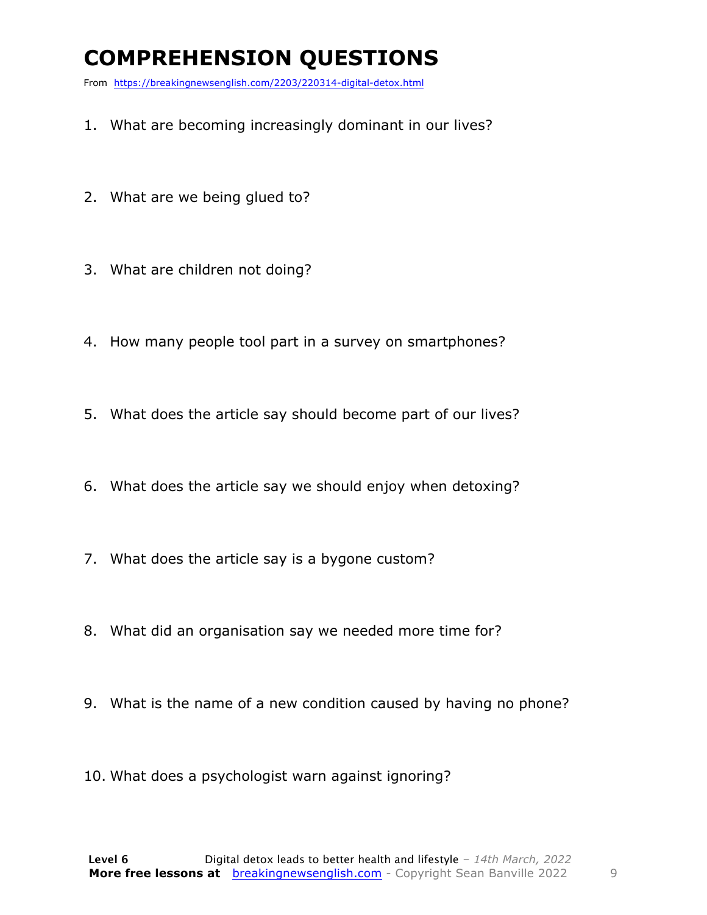# COMPREHENSION QUESTIONS

From https://breakingnewsenglish.com/2203/220314-digital-detox.html

1. What are becoming increasingly dominant in our lives?
2. What are we being glued to?
3. What are children not doing?
4. How many people tool part in a survey on smartphones?
5. What does the article say should become part of our lives?
6. What does the article say we should enjoy when detoxing?
7. What does the article say is a bygone custom?
8. What did an organisation say we needed more time for?
9. What is the name of a new condition caused by having no phone?
10. What does a psychologist warn against ignoring?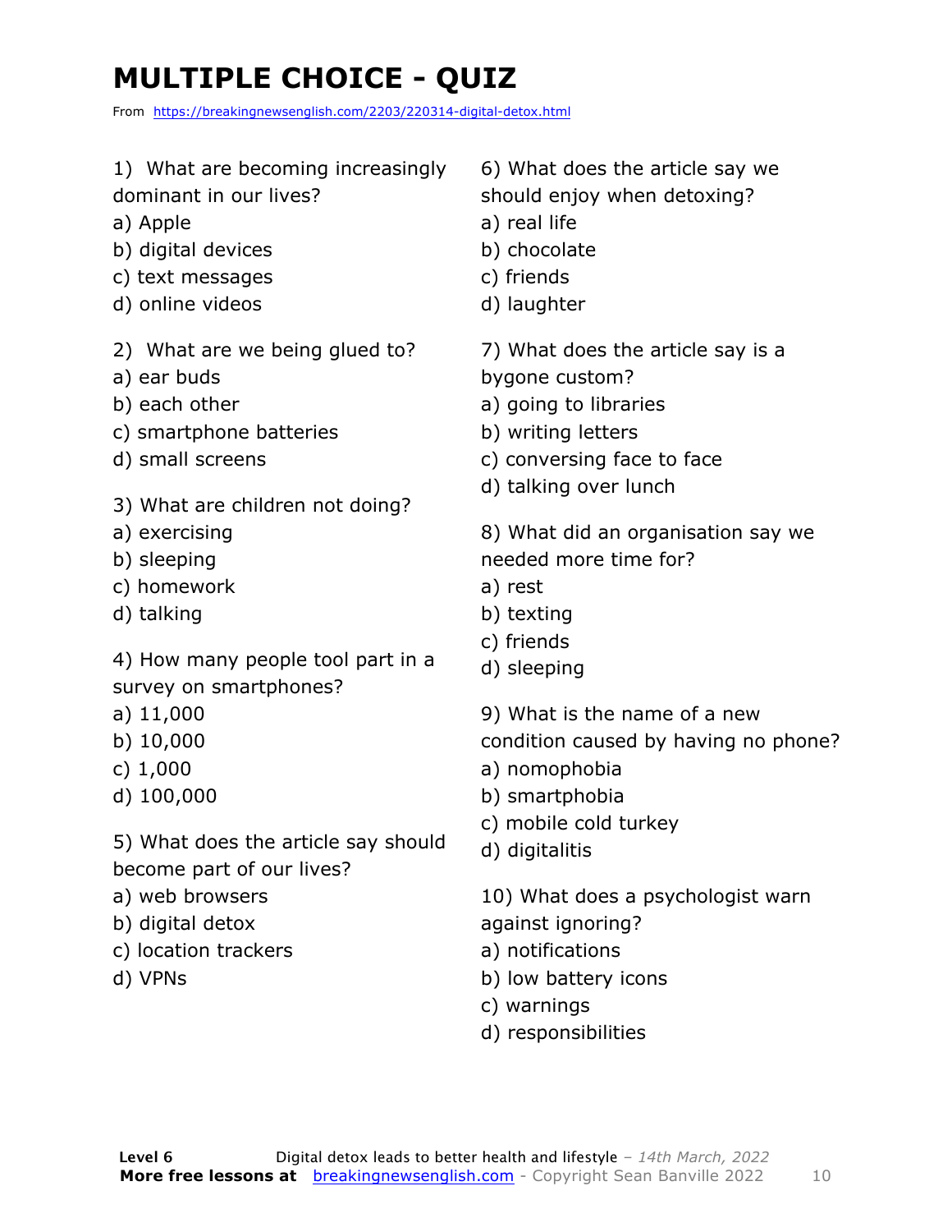# MULTIPLE CHOICE - QUIZ

From https://breakingnewsenglish.com/2203/220314-digital-detox.html

1) What are becoming increasingly dominant in our lives?
a) Apple
b) digital devices
c) text messages
d) online videos

2) What are we being glued to?
a) ear buds
b) each other
c) smartphone batteries
d) small screens

3) What are children not doing?
a) exercising
b) sleeping
c) homework
d) talking

4) How many people tool part in a survey on smartphones?
a) 11,000
b) 10,000
c) 1,000
d) 100,000

5) What does the article say should become part of our lives?
a) web browsers
b) digital detox
c) location trackers
d) VPNs

6) What does the article say we should enjoy when detoxing?
a) real life
b) chocolate
c) friends
d) laughter

7) What does the article say is a bygone custom?
a) going to libraries
b) writing letters
c) conversing face to face
d) talking over lunch

8) What did an organisation say we needed more time for?
a) rest
b) texting
c) friends
d) sleeping

9) What is the name of a new condition caused by having no phone?
a) nomophobia
b) smartphobia
c) mobile cold turkey
d) digitalitis

10) What does a psychologist warn against ignoring?
a) notifications
b) low battery icons
c) warnings
d) responsibilities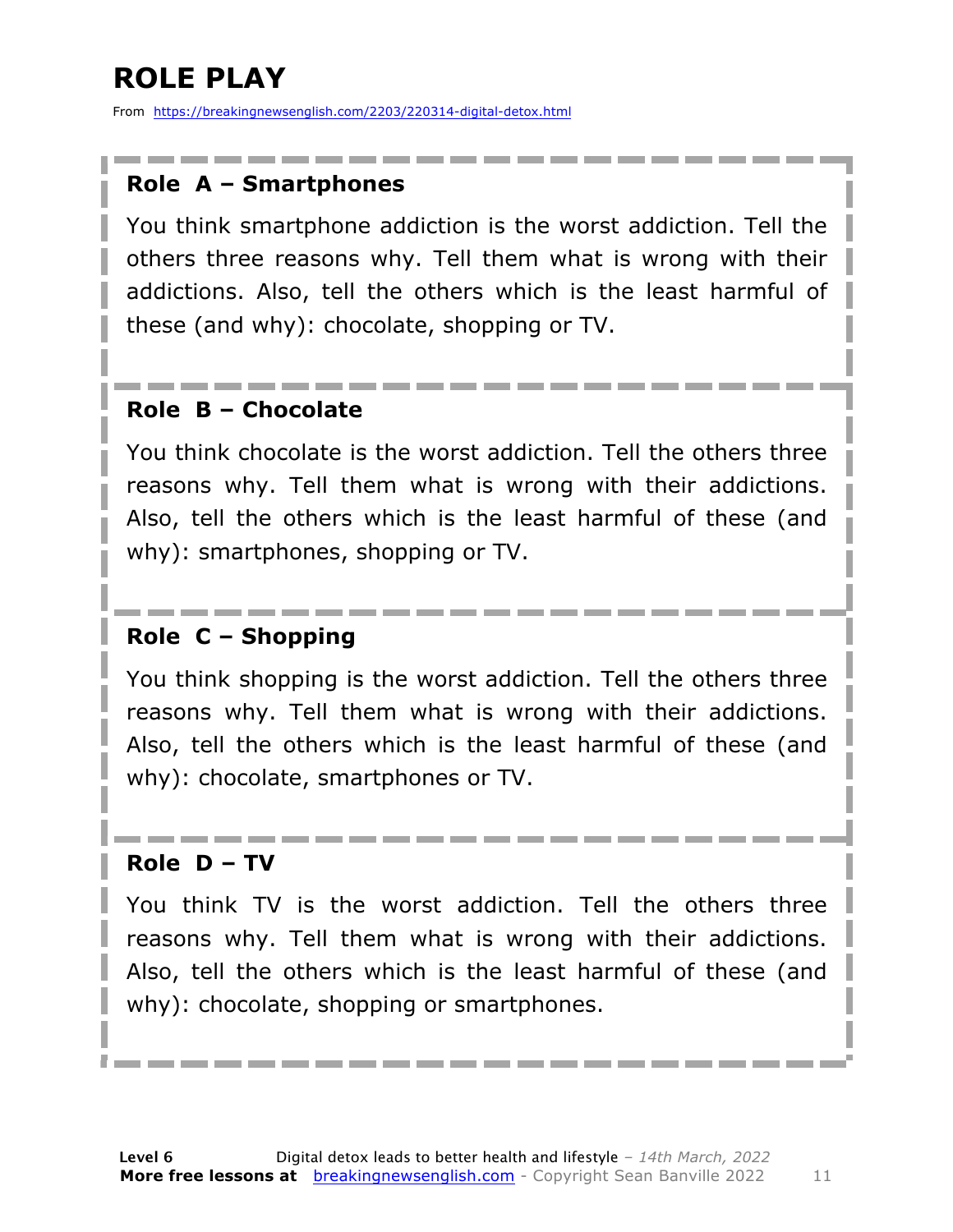# ROLE PLAY

From https://breakingnewsenglish.com/2203/220314-digital-detox.html

### Role A – Smartphones

You think smartphone addiction is the worst addiction. Tell the others three reasons why. Tell them what is wrong with their addictions. Also, tell the others which is the least harmful of these (and why): chocolate, shopping or TV.

### Role B – Chocolate

You think chocolate is the worst addiction. Tell the others three reasons why. Tell them what is wrong with their addictions. Also, tell the others which is the least harmful of these (and why): smartphones, shopping or TV.

### Role C – Shopping

You think shopping is the worst addiction. Tell the others three reasons why. Tell them what is wrong with their addictions. Also, tell the others which is the least harmful of these (and why): chocolate, smartphones or TV.

### Role D – TV

You think TV is the worst addiction. Tell the others three reasons why. Tell them what is wrong with their addictions. Also, tell the others which is the least harmful of these (and why): chocolate, shopping or smartphones.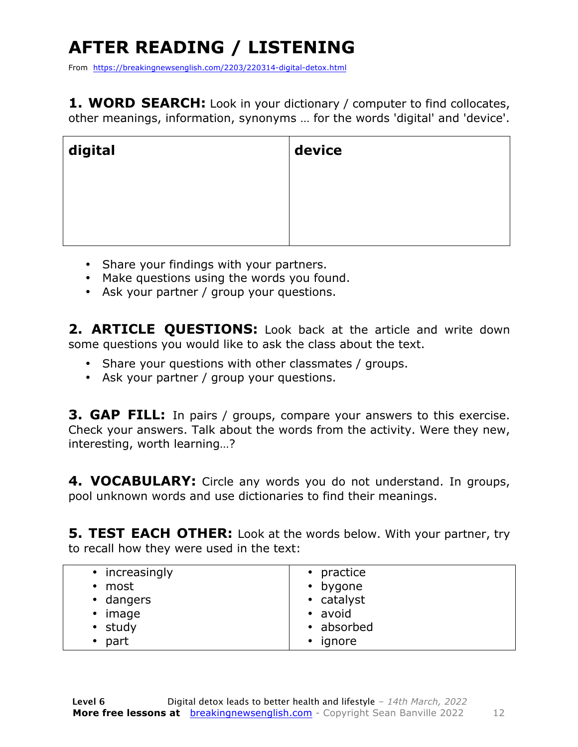# AFTER READING / LISTENING

From https://breakingnewsenglish.com/2203/220314-digital-detox.html

**1. WORD SEARCH:** Look in your dictionary / computer to find collocates, other meanings, information, synonyms … for the words 'digital' and 'device'.

| **digital** | **device** |
|---|---|
| | |

- Share your findings with your partners.
- Make questions using the words you found.
- Ask your partner / group your questions.

**2. ARTICLE QUESTIONS:** Look back at the article and write down some questions you would like to ask the class about the text.

- Share your questions with other classmates / groups.
- Ask your partner / group your questions.

**3. GAP FILL:** In pairs / groups, compare your answers to this exercise. Check your answers. Talk about the words from the activity. Were they new, interesting, worth learning…?

**4. VOCABULARY:** Circle any words you do not understand. In groups, pool unknown words and use dictionaries to find their meanings.

**5. TEST EACH OTHER:** Look at the words below. With your partner, try to recall how they were used in the text:

| | |
|---|---|
| • increasingly<br>• most<br>• dangers<br>• image<br>• study<br>• part | • practice<br>• bygone<br>• catalyst<br>• avoid<br>• absorbed<br>• ignore |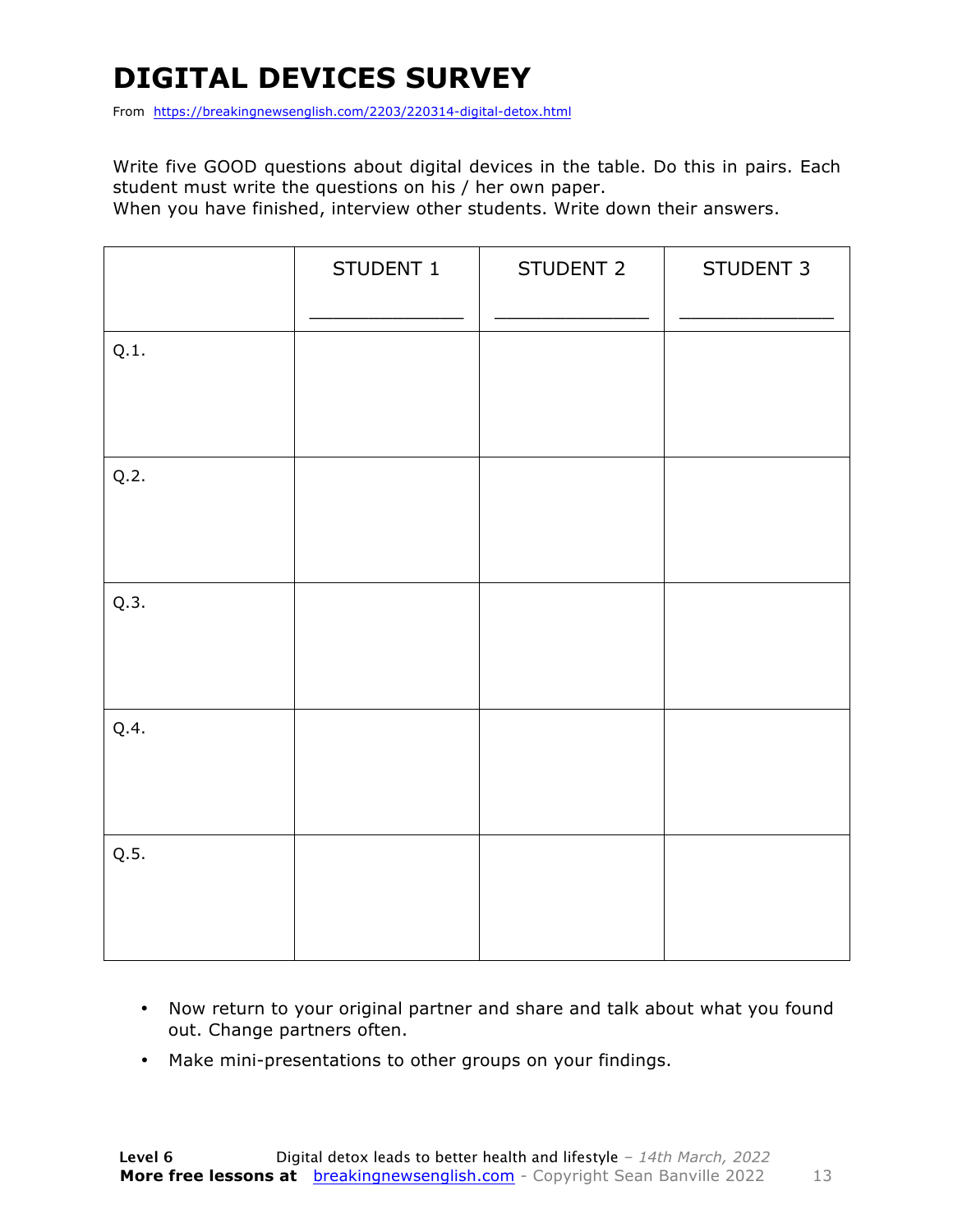# DIGITAL DEVICES SURVEY

From https://breakingnewsenglish.com/2203/220314-digital-detox.html

Write five GOOD questions about digital devices in the table. Do this in pairs. Each student must write the questions on his / her own paper.
When you have finished, interview other students. Write down their answers.

| | STUDENT 1<br>_____________ | STUDENT 2<br>_____________ | STUDENT 3<br>_____________ |
|---|---|---|---|
| Q.1. | | | |
| Q.2. | | | |
| Q.3. | | | |
| Q.4. | | | |
| Q.5. | | | |

- Now return to your original partner and share and talk about what you found out. Change partners often.
- Make mini-presentations to other groups on your findings.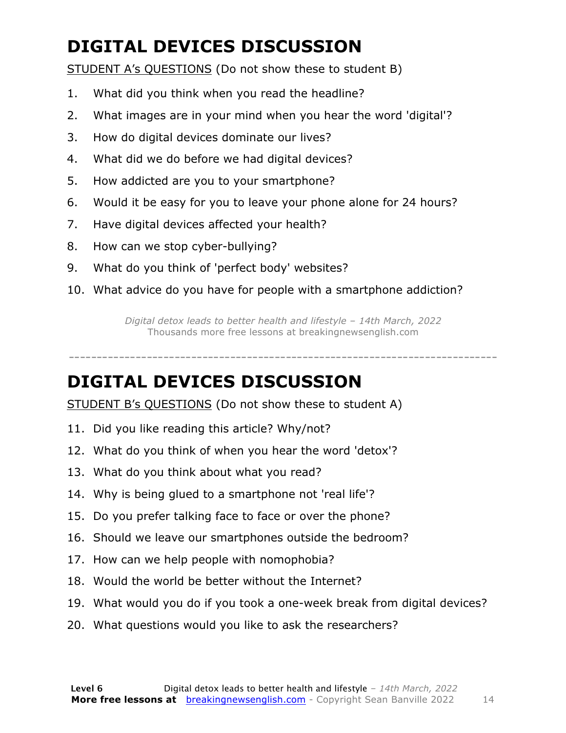# DIGITAL DEVICES DISCUSSION

STUDENT A's QUESTIONS (Do not show these to student B)

1. What did you think when you read the headline?
2. What images are in your mind when you hear the word 'digital'?
3. How do digital devices dominate our lives?
4. What did we do before we had digital devices?
5. How addicted are you to your smartphone?
6. Would it be easy for you to leave your phone alone for 24 hours?
7. Have digital devices affected your health?
8. How can we stop cyber-bullying?
9. What do you think of 'perfect body' websites?
10. What advice do you have for people with a smartphone addiction?

*Digital detox leads to better health and lifestyle – 14th March, 2022*
Thousands more free lessons at breakingnewsenglish.com

---

# DIGITAL DEVICES DISCUSSION

STUDENT B's QUESTIONS (Do not show these to student A)

11. Did you like reading this article? Why/not?
12. What do you think of when you hear the word 'detox'?
13. What do you think about what you read?
14. Why is being glued to a smartphone not 'real life'?
15. Do you prefer talking face to face or over the phone?
16. Should we leave our smartphones outside the bedroom?
17. How can we help people with nomophobia?
18. Would the world be better without the Internet?
19. What would you do if you took a one-week break from digital devices?
20. What questions would you like to ask the researchers?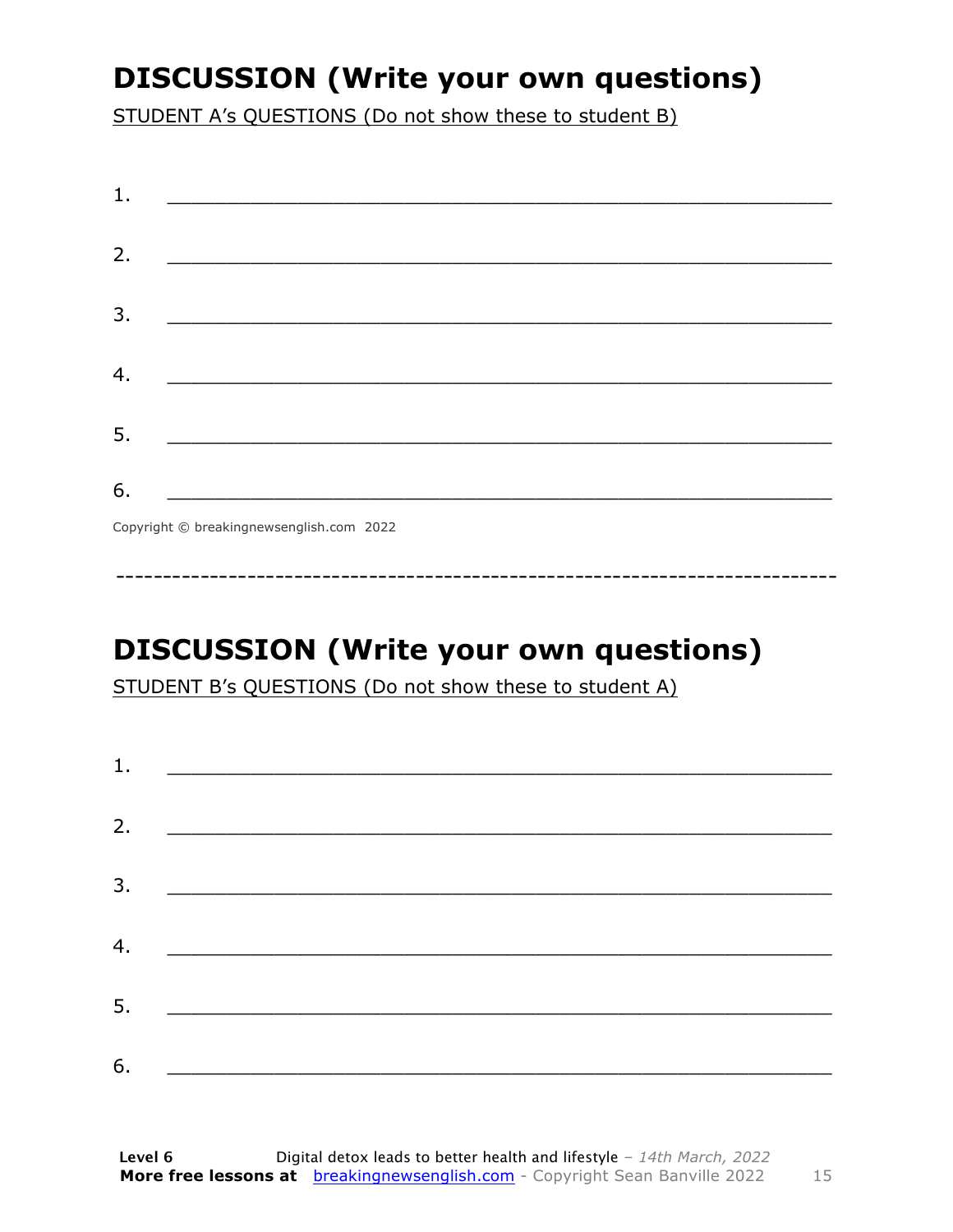# DISCUSSION (Write your own questions)

STUDENT A's QUESTIONS (Do not show these to student B)

1. ___________________________________________________________

2. ___________________________________________________________

3. ___________________________________________________________

4. ___________________________________________________________

5. ___________________________________________________________

6. ___________________________________________________________

Copyright © breakingnewsenglish.com 2022

---

# DISCUSSION (Write your own questions)

STUDENT B's QUESTIONS (Do not show these to student A)

1. ___________________________________________________________

2. ___________________________________________________________

3. ___________________________________________________________

4. ___________________________________________________________

5. ___________________________________________________________

6. ___________________________________________________________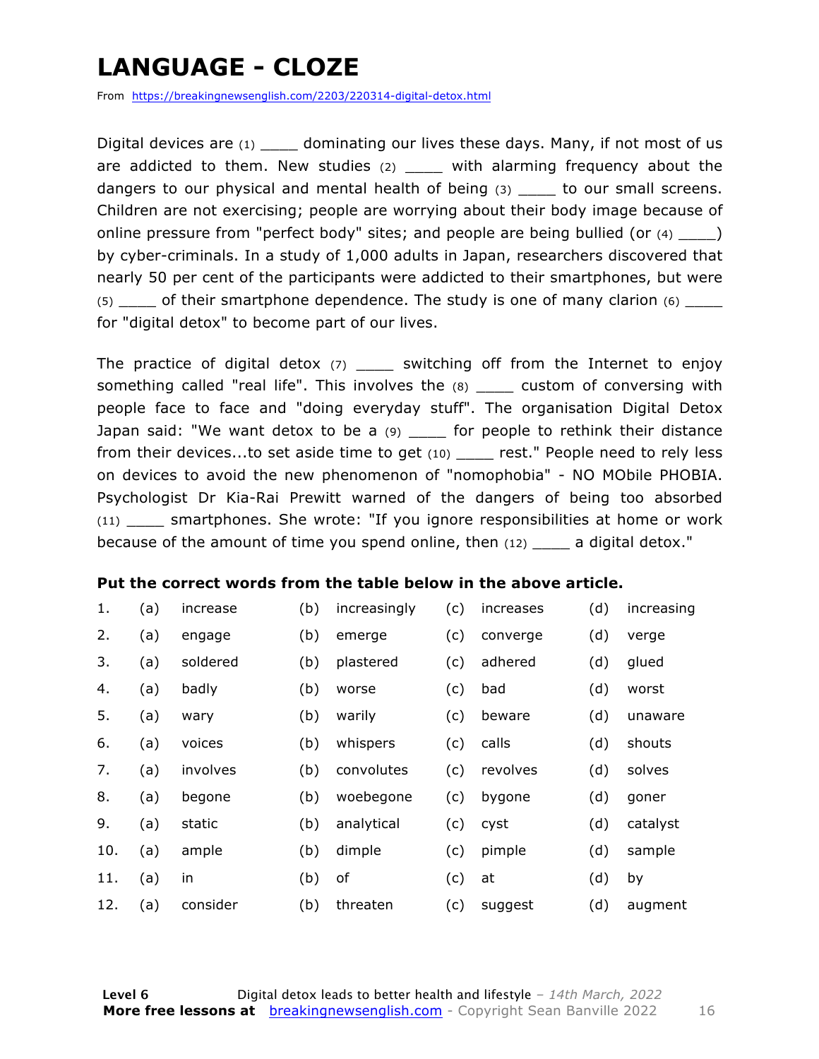# LANGUAGE - CLOZE

From https://breakingnewsenglish.com/2203/220314-digital-detox.html

Digital devices are (1) ____ dominating our lives these days. Many, if not most of us are addicted to them. New studies (2) ____ with alarming frequency about the dangers to our physical and mental health of being (3) ____ to our small screens. Children are not exercising; people are worrying about their body image because of online pressure from "perfect body" sites; and people are being bullied (or (4) ____) by cyber-criminals. In a study of 1,000 adults in Japan, researchers discovered that nearly 50 per cent of the participants were addicted to their smartphones, but were (5) ____ of their smartphone dependence. The study is one of many clarion (6) ____ for "digital detox" to become part of our lives.

The practice of digital detox (7) ____ switching off from the Internet to enjoy something called "real life". This involves the (8) ____ custom of conversing with people face to face and "doing everyday stuff". The organisation Digital Detox Japan said: "We want detox to be a (9) ____ for people to rethink their distance from their devices...to set aside time to get (10) ____ rest." People need to rely less on devices to avoid the new phenomenon of "nomophobia" - NO MObile PHOBIA. Psychologist Dr Kia-Rai Prewitt warned of the dangers of being too absorbed (11) ____ smartphones. She wrote: "If you ignore responsibilities at home or work because of the amount of time you spend online, then (12) ____ a digital detox."

**Put the correct words from the table below in the above article.**

| | | | | | | | | |
|---|---|---|---|---|---|---|---|---|
| 1. | (a) | increase | (b) | increasingly | (c) | increases | (d) | increasing |
| 2. | (a) | engage | (b) | emerge | (c) | converge | (d) | verge |
| 3. | (a) | soldered | (b) | plastered | (c) | adhered | (d) | glued |
| 4. | (a) | badly | (b) | worse | (c) | bad | (d) | worst |
| 5. | (a) | wary | (b) | warily | (c) | beware | (d) | unaware |
| 6. | (a) | voices | (b) | whispers | (c) | calls | (d) | shouts |
| 7. | (a) | involves | (b) | convolutes | (c) | revolves | (d) | solves |
| 8. | (a) | begone | (b) | woebegone | (c) | bygone | (d) | goner |
| 9. | (a) | static | (b) | analytical | (c) | cyst | (d) | catalyst |
| 10. | (a) | ample | (b) | dimple | (c) | pimple | (d) | sample |
| 11. | (a) | in | (b) | of | (c) | at | (d) | by |
| 12. | (a) | consider | (b) | threaten | (c) | suggest | (d) | augment |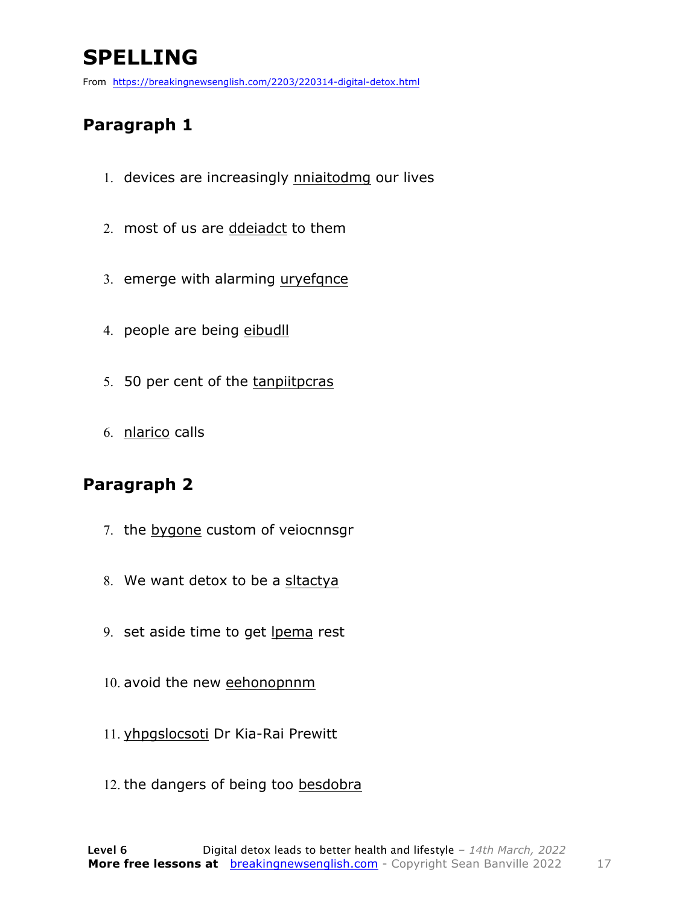# SPELLING

From https://breakingnewsenglish.com/2203/220314-digital-detox.html

## Paragraph 1

1. devices are increasingly nniaitodmg our lives
2. most of us are ddeiadct to them
3. emerge with alarming uryefqnce
4. people are being eibudll
5. 50 per cent of the tanpiitpcras
6. nlarico calls

## Paragraph 2

7. the bygone custom of veiocnnsgr
8. We want detox to be a sltactya
9. set aside time to get lpema rest
10. avoid the new eehonopnnm
11. yhpgslocsoti Dr Kia-Rai Prewitt
12. the dangers of being too besdobra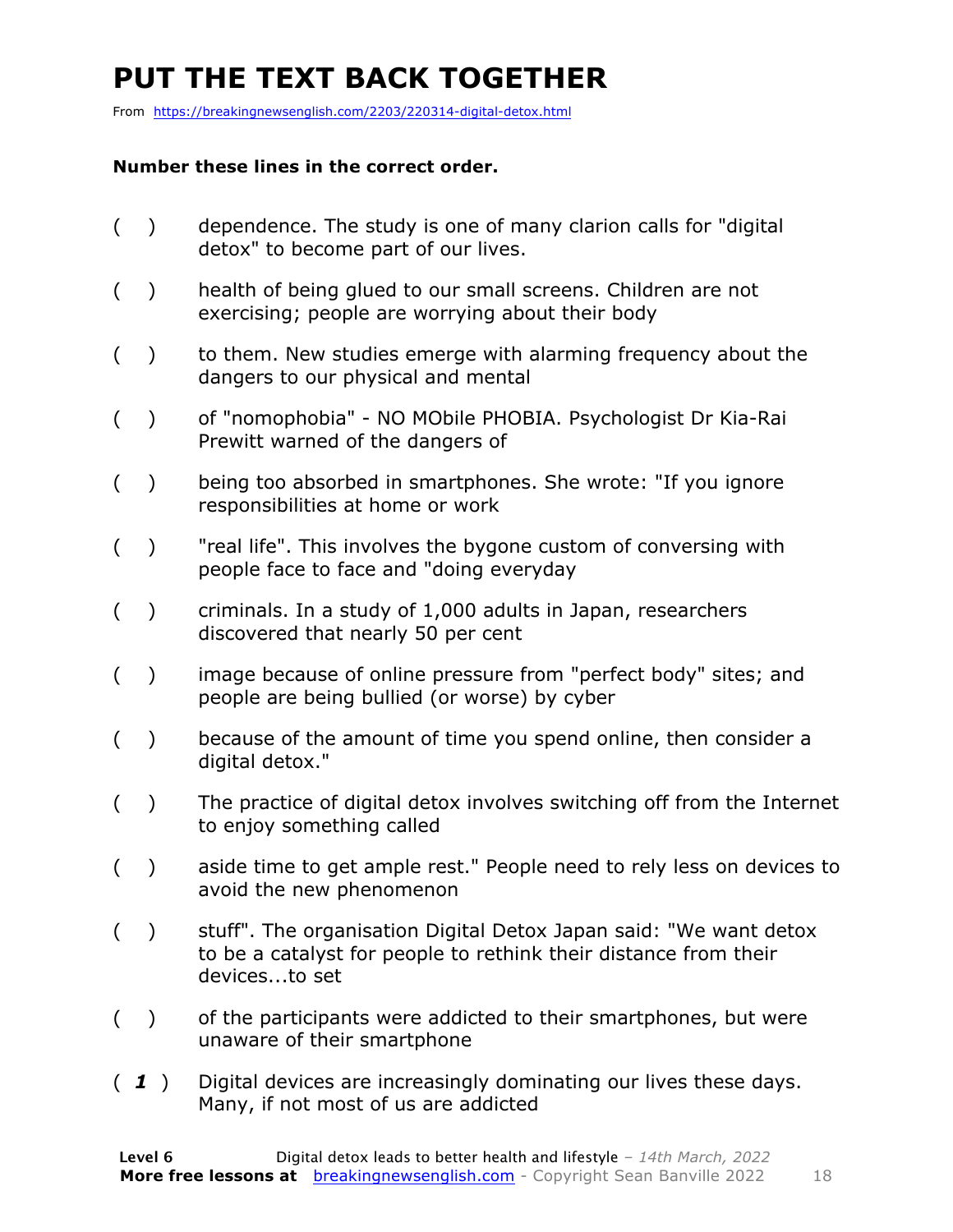# PUT THE TEXT BACK TOGETHER

From https://breakingnewsenglish.com/2203/220314-digital-detox.html

**Number these lines in the correct order.**

( ) dependence. The study is one of many clarion calls for "digital detox" to become part of our lives.

( ) health of being glued to our small screens. Children are not exercising; people are worrying about their body

( ) to them. New studies emerge with alarming frequency about the dangers to our physical and mental

( ) of "nomophobia" - NO MObile PHOBIA. Psychologist Dr Kia-Rai Prewitt warned of the dangers of

( ) being too absorbed in smartphones. She wrote: "If you ignore responsibilities at home or work

( ) "real life". This involves the bygone custom of conversing with people face to face and "doing everyday

( ) criminals. In a study of 1,000 adults in Japan, researchers discovered that nearly 50 per cent

( ) image because of online pressure from "perfect body" sites; and people are being bullied (or worse) by cyber

( ) because of the amount of time you spend online, then consider a digital detox."

( ) The practice of digital detox involves switching off from the Internet to enjoy something called

( ) aside time to get ample rest." People need to rely less on devices to avoid the new phenomenon

( ) stuff". The organisation Digital Detox Japan said: "We want detox to be a catalyst for people to rethink their distance from their devices...to set

( ) of the participants were addicted to their smartphones, but were unaware of their smartphone

( ***1*** ) Digital devices are increasingly dominating our lives these days. Many, if not most of us are addicted

**Level 6** Digital detox leads to better health and lifestyle – *14th March, 2022*
**More free lessons at** breakingnewsenglish.com - Copyright Sean Banville 2022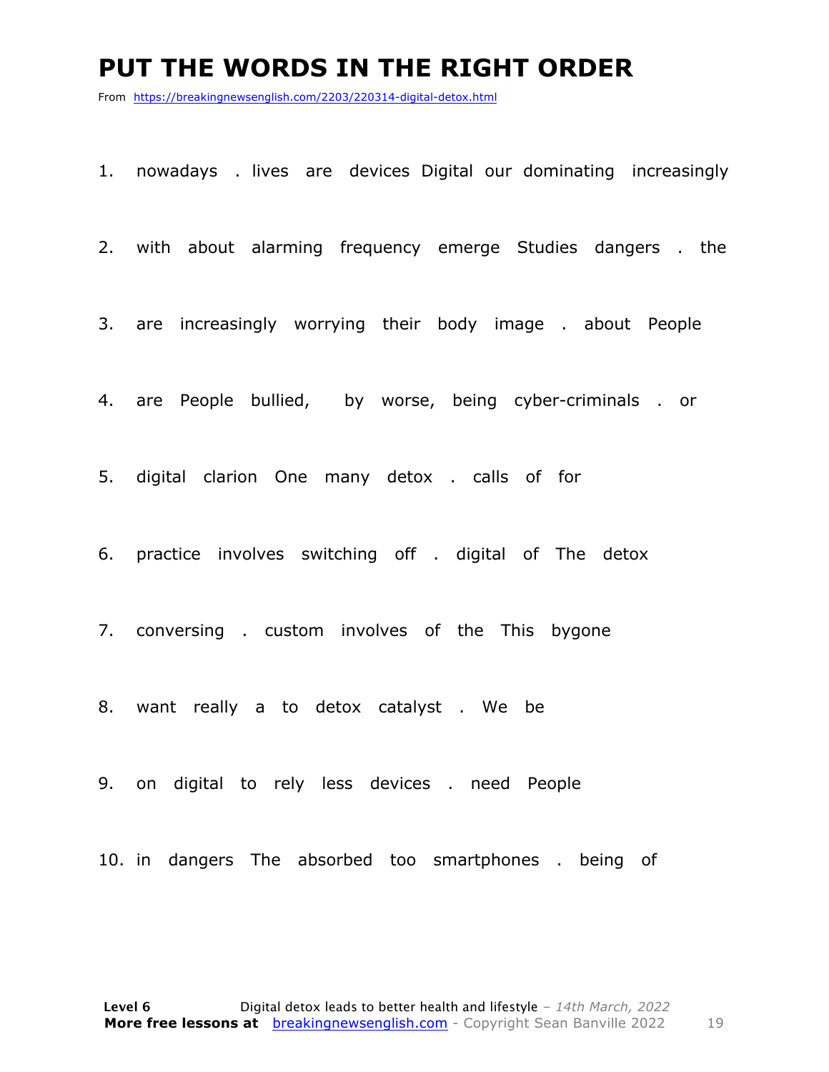# PUT THE WORDS IN THE RIGHT ORDER

From https://breakingnewsenglish.com/2203/220314-digital-detox.html

1. nowadays . lives are devices Digital our dominating increasingly

2. with about alarming frequency emerge Studies dangers . the

3. are increasingly worrying their body image . about People

4. are People bullied, by worse, being cyber-criminals . or

5. digital clarion One many detox . calls of for

6. practice involves switching off . digital of The detox

7. conversing . custom involves of the This bygone

8. want really a to detox catalyst . We be

9. on digital to rely less devices . need People

10. in dangers The absorbed too smartphones . being of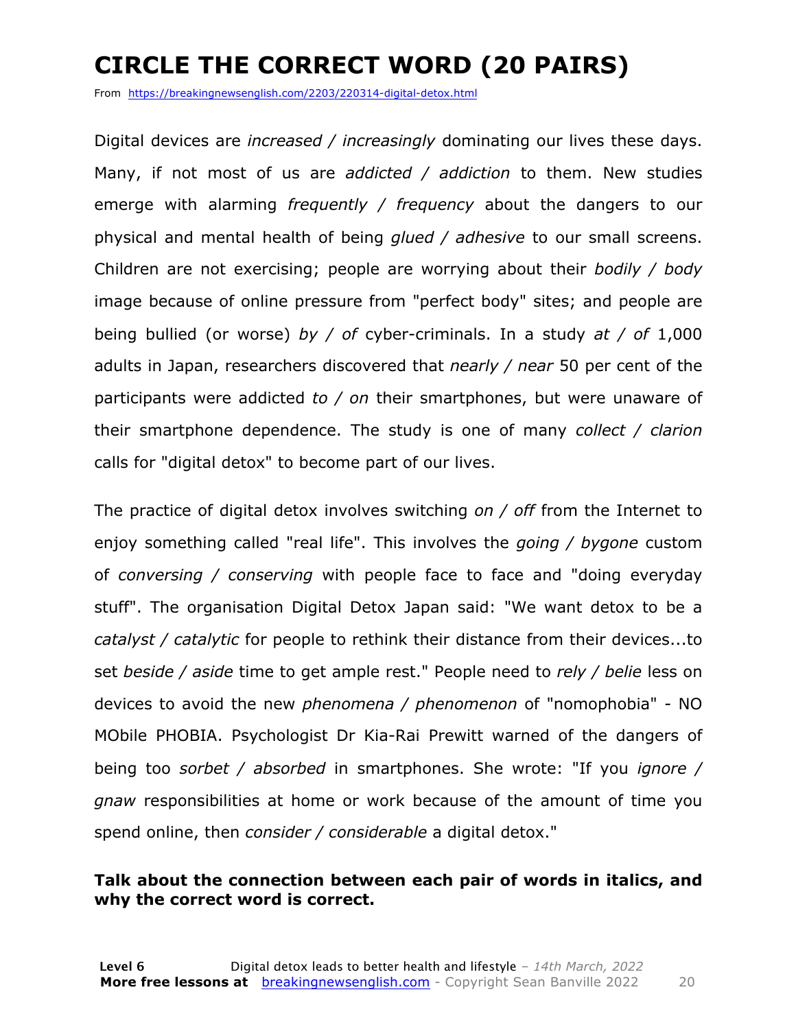# CIRCLE THE CORRECT WORD (20 PAIRS)

From https://breakingnewsenglish.com/2203/220314-digital-detox.html

Digital devices are *increased / increasingly* dominating our lives these days. Many, if not most of us are *addicted / addiction* to them. New studies emerge with alarming *frequently / frequency* about the dangers to our physical and mental health of being *glued / adhesive* to our small screens. Children are not exercising; people are worrying about their *bodily / body* image because of online pressure from "perfect body" sites; and people are being bullied (or worse) *by / of* cyber-criminals. In a study *at / of* 1,000 adults in Japan, researchers discovered that *nearly / near* 50 per cent of the participants were addicted *to / on* their smartphones, but were unaware of their smartphone dependence. The study is one of many *collect / clarion* calls for "digital detox" to become part of our lives.

The practice of digital detox involves switching *on / off* from the Internet to enjoy something called "real life". This involves the *going / bygone* custom of *conversing / conserving* with people face to face and "doing everyday stuff". The organisation Digital Detox Japan said: "We want detox to be a *catalyst / catalytic* for people to rethink their distance from their devices...to set *beside / aside* time to get ample rest." People need to *rely / belie* less on devices to avoid the new *phenomena / phenomenon* of "nomophobia" - NO MObile PHOBIA. Psychologist Dr Kia-Rai Prewitt warned of the dangers of being too *sorbet / absorbed* in smartphones. She wrote: "If you *ignore / gnaw* responsibilities at home or work because of the amount of time you spend online, then *consider / considerable* a digital detox."

**Talk about the connection between each pair of words in italics, and why the correct word is correct.**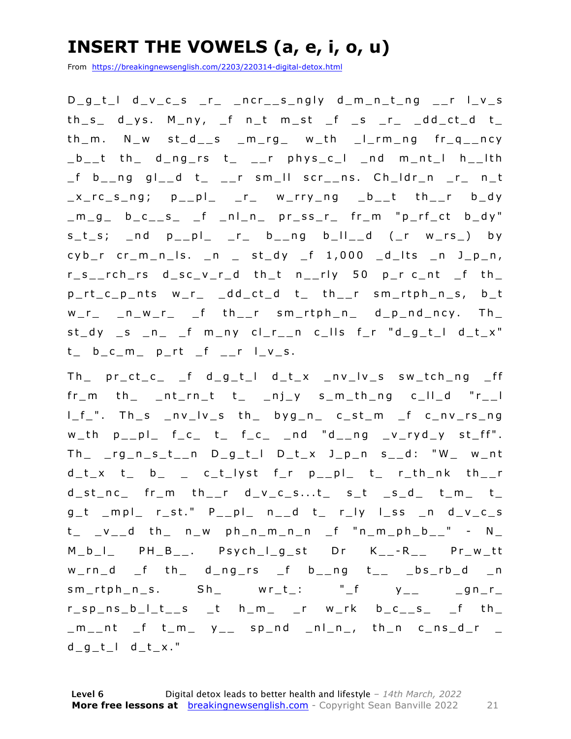# INSERT THE VOWELS (a, e, i, o, u)

From https://breakingnewsenglish.com/2203/220314-digital-detox.html

D_g_t_l d_v_c_s _r_ _ncr__s_ngly d_m_n_t_ng __r l_v_s th_s_ d_ys. M_ny, _f n_t m_st _f _s _r_ _dd_ct_d t_ th_m. N_w st_d__s _m_rg_ w_th _l_rm_ng fr_q__ncy _b__t th_ d_ng_rs t_ __r phys_c_l _nd m_nt_l h__lth _f b__ng gl__d t_ __r sm_ll scr__ns. Ch_ldr_n _r_ n_t _x_rc_s_ng; p__pl_ _r_ w_rry_ng _b__t th__r b_dy _m_g_ b_c__s_ _f _nl_n_ pr_ss_r_ fr_m "p_rf_ct b_dy" s_t_s; _nd p__pl_ _r_ b__ng b_ll__d (_r w_rs_) by cyb_r cr_m_n_ls. _n _ st_dy _f 1,000 _d_lts _n J_p_n, r_s__rch_rs d_sc_v_r_d th_t n__rly 50 p_r c_nt _f th_ p_rt_c_p_nts w_r_ _dd_ct_d t_ th__r sm_rtph_n_s, b_t w_r_ _n_w_r_ _f th__r sm_rtph_n_ d_p_nd_ncy. Th_ st_dy _s _n_ _f m_ny cl_r__n c_lls f_r "d_g_t_l d_t_x" t_ b_c_m_ p_rt _f __r l_v_s.

Th_ pr_ct_c_ _f d_g_t_l d_t_x _nv_lv_s sw_tch_ng _ff fr_m th_ _nt_rn_t t_ _nj_y s_m_th_ng c_ll_d "r__l l_f_". Th_s _nv_lv_s th_ byg_n_ c_st_m _f c_nv_rs_ng w_th p__pl_ f_c_ t_ f_c_ _nd "d__ng _v_ryd_y st_ff". Th_ _rg_n_s_t__n D_g_t_l D_t_x J_p_n s__d: "W_ w_nt d_t_x t_ b_ _ c_t_lyst f_r p__pl_ t_ r_th_nk th__r d_st_nc_ fr_m th__r d_v_c_s...t_ s_t _s_d_ t_m_ t_ g_t _mpl_ r_st." P__pl_ n__d t_ r_ly l_ss _n d_v_c_s t_ _v__d th_ n_w ph_n_m_n_n _f "n_m_ph_b__" - N_ M_b_l_ PH_B__. Psych_l_g_st Dr K__-R__ Pr_w_tt w_rn_d _f th_ d_ng_rs _f b__ng t__ _bs_rb_d _n sm_rtph_n_s. Sh_ wr_t_: "_f y__ _gn_r_ r_sp_ns_b_l_t__s _t h_m_ _r w_rk b_c__s_ _f th_ _m__nt _f t_m_ y__ sp_nd _nl_n_, th_n c_ns_d_r _ d_g_t_l d_t_x."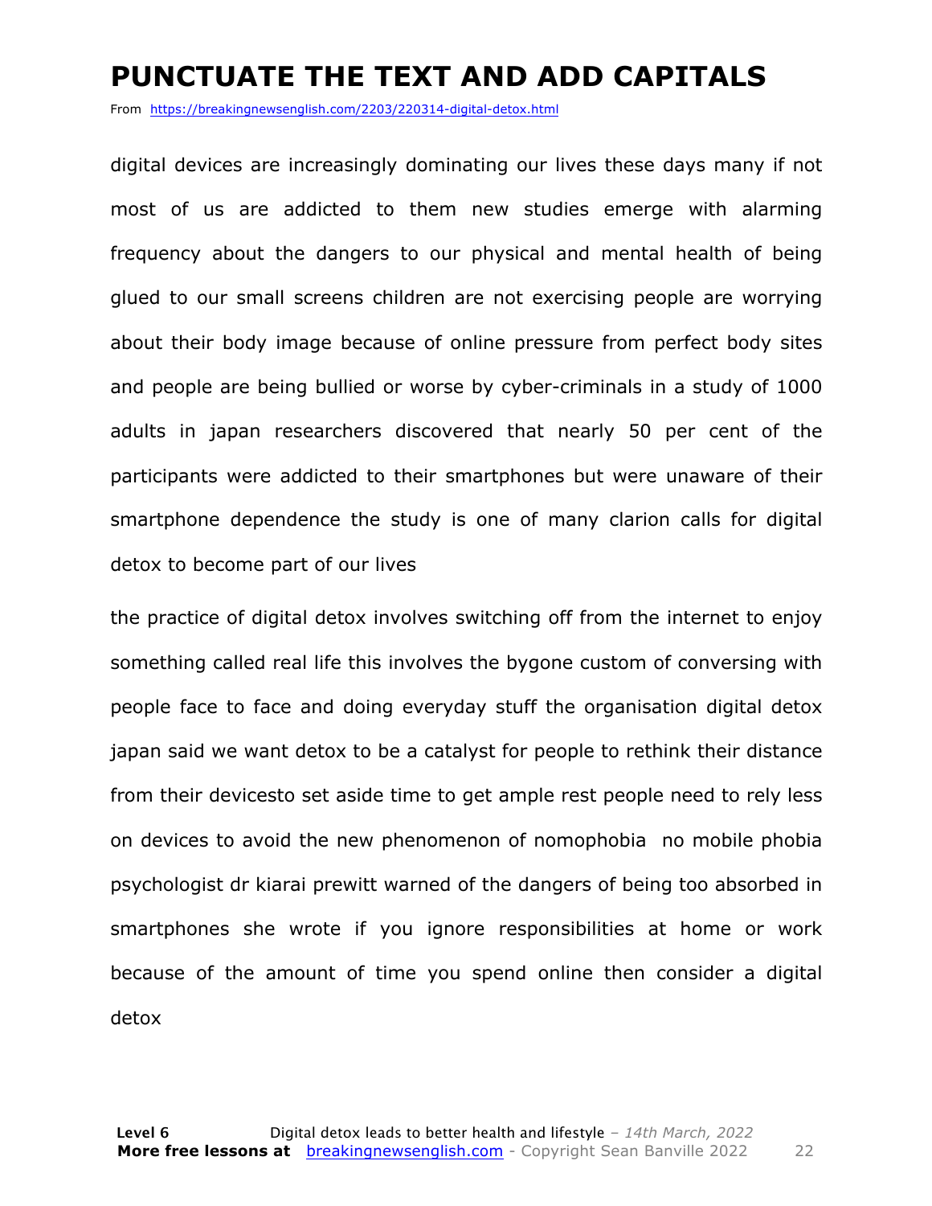# PUNCTUATE THE TEXT AND ADD CAPITALS

From https://breakingnewsenglish.com/2203/220314-digital-detox.html

digital devices are increasingly dominating our lives these days many if not most of us are addicted to them new studies emerge with alarming frequency about the dangers to our physical and mental health of being glued to our small screens children are not exercising people are worrying about their body image because of online pressure from perfect body sites and people are being bullied or worse by cyber-criminals in a study of 1000 adults in japan researchers discovered that nearly 50 per cent of the participants were addicted to their smartphones but were unaware of their smartphone dependence the study is one of many clarion calls for digital detox to become part of our lives

the practice of digital detox involves switching off from the internet to enjoy something called real life this involves the bygone custom of conversing with people face to face and doing everyday stuff the organisation digital detox japan said we want detox to be a catalyst for people to rethink their distance from their devicesto set aside time to get ample rest people need to rely less on devices to avoid the new phenomenon of nomophobia  no mobile phobia psychologist dr kiarai prewitt warned of the dangers of being too absorbed in smartphones she wrote if you ignore responsibilities at home or work because of the amount of time you spend online then consider a digital detox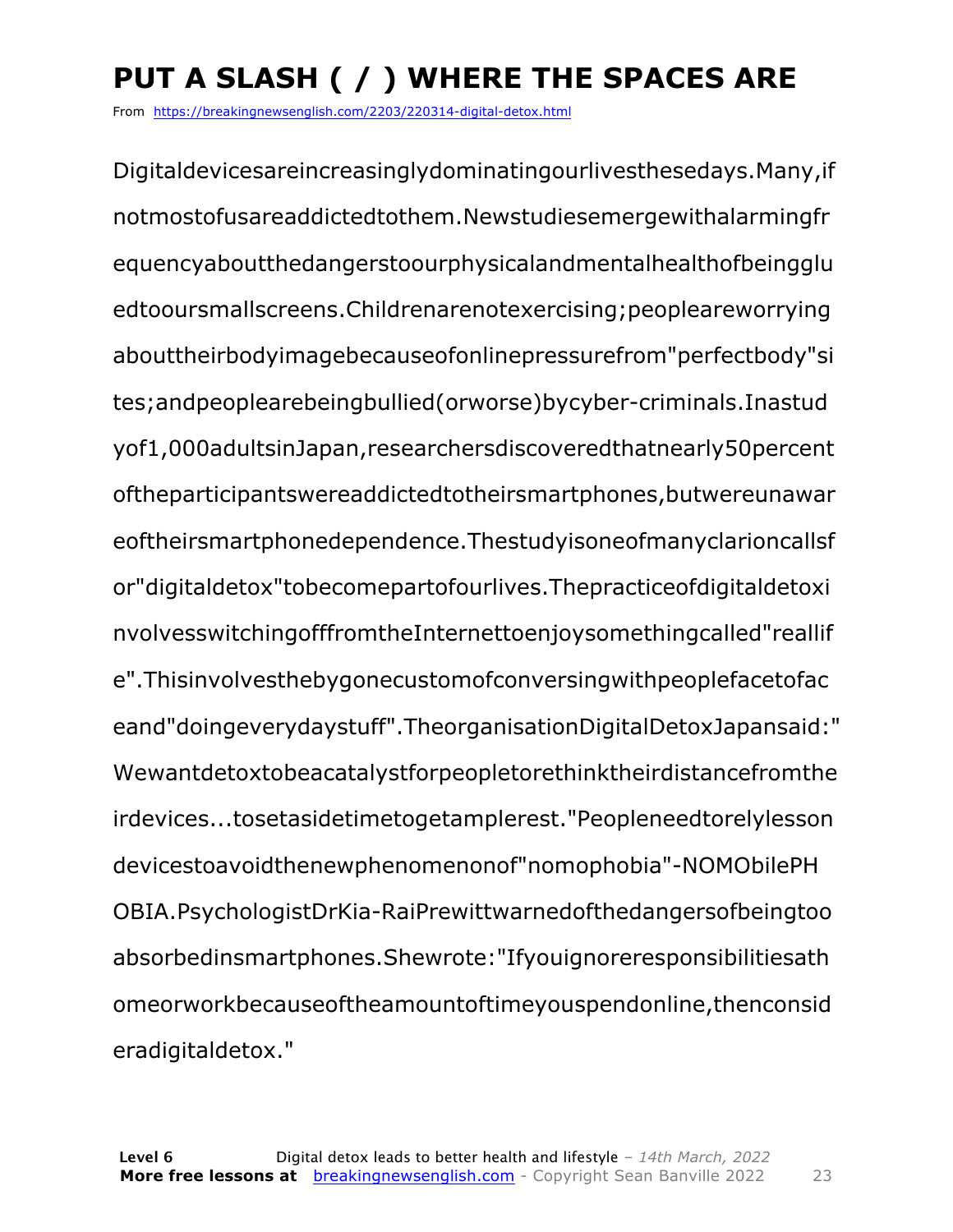# PUT A SLASH ( / ) WHERE THE SPACES ARE

From https://breakingnewsenglish.com/2203/220314-digital-detox.html

Digitaldevicesareincreasinglydominatingourlivesthesedays.Many,if notmostofusareaddictedtothem.Newstudiesemergewithalarmingfr equencyaboutthedangerstoourphysicalandmentalhealthofbeingglu edtooursmallscreens.Childrenarenotexercising;peopleareworrying abouttheirbodyimagebecauseofonlinepressurefrom"perfectbody"si tes;andpeoplearebeingbullied(orworse)bycyber-criminals.Inastud yof1,000adultsinJapan,researchersdiscoveredthatnearly50percent oftheparticipantswereaddictedtotheirsmartphones,butwereunawar eoftheirsmartphonedependence.Thestudyisoneofmanyclarioncallsf or"digitaldetox"tobecomepartofourlives.Thepracticeofdigitaldetoxi nvolvesswitchingofffromtheInternettoenjoysomethingcalled"reallif e".Thisinvolvesthebygonecustomofconversingwithpeoplefacetofac eand"doingeverydaystuff".TheorganisationDigitalDetoxJapansaid:" Wewantdetoxtobeacatalystforpeopletorethinktheirdistancefromthe irdevices...tosetasidetimetogetamplerest."Peopleneedtorelylesson devicestoavoidthenewphenomenonof"nomophobia"-NOMObilePH OBIA.PsychologistDrKia-RaiPrewittwarnedofthedangersofbeingtoo absorbedinsmartphones.Shewrote:"Ifyouignoreresponsibilitiesath omeorworkbecauseoftheamountoftimeyouspendonline,thenconsid eradigitaldetox."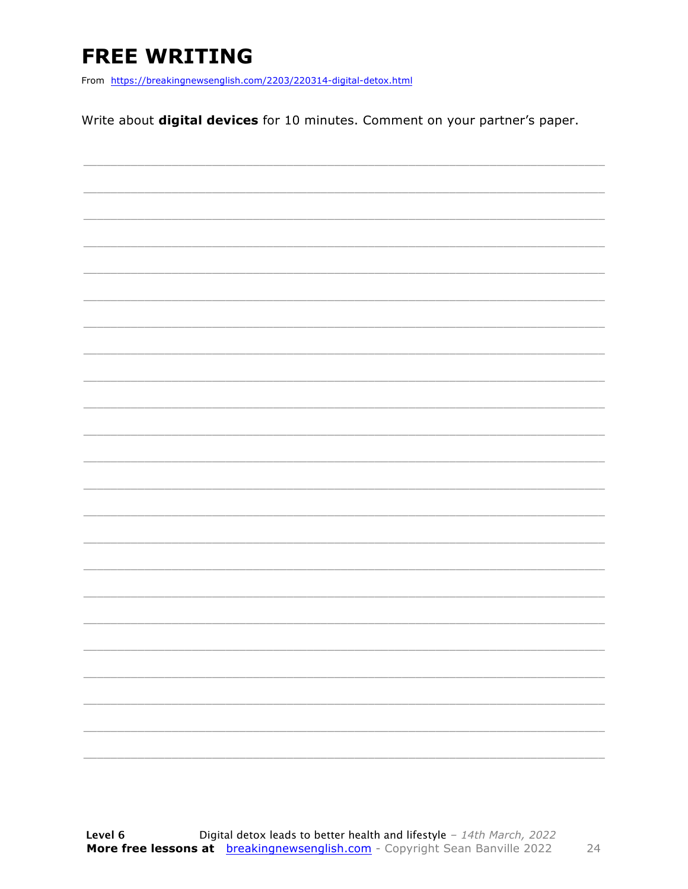# FREE WRITING

From https://breakingnewsenglish.com/2203/220314-digital-detox.html

Write about **digital devices** for 10 minutes. Comment on your partner's paper.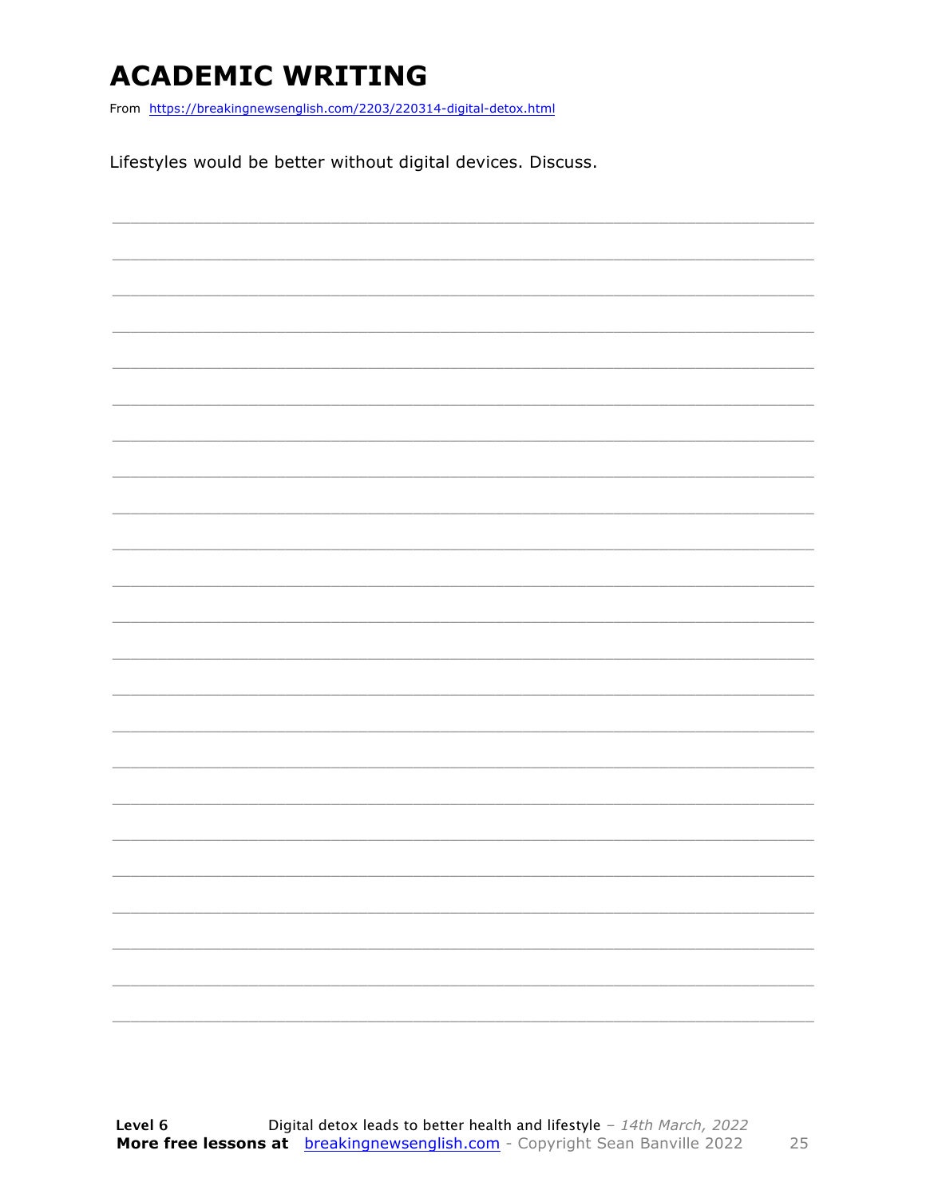# ACADEMIC WRITING

From https://breakingnewsenglish.com/2203/220314-digital-detox.html

Lifestyles would be better without digital devices. Discuss.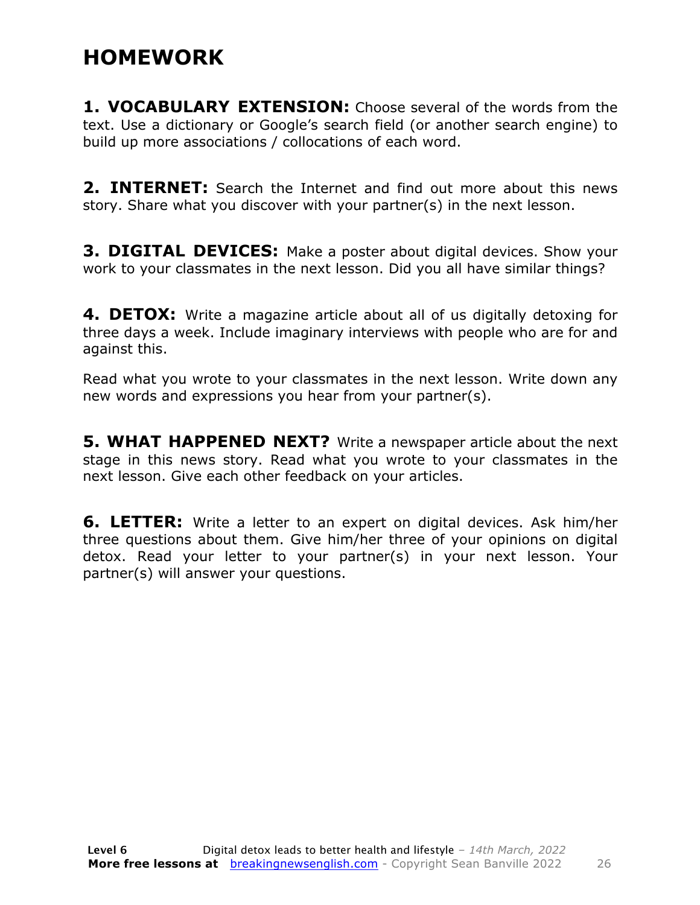# HOMEWORK

**1. VOCABULARY EXTENSION:** Choose several of the words from the text. Use a dictionary or Google's search field (or another search engine) to build up more associations / collocations of each word.

**2. INTERNET:** Search the Internet and find out more about this news story. Share what you discover with your partner(s) in the next lesson.

**3. DIGITAL DEVICES:** Make a poster about digital devices. Show your work to your classmates in the next lesson. Did you all have similar things?

**4. DETOX:** Write a magazine article about all of us digitally detoxing for three days a week. Include imaginary interviews with people who are for and against this.

Read what you wrote to your classmates in the next lesson. Write down any new words and expressions you hear from your partner(s).

**5. WHAT HAPPENED NEXT?** Write a newspaper article about the next stage in this news story. Read what you wrote to your classmates in the next lesson. Give each other feedback on your articles.

**6. LETTER:** Write a letter to an expert on digital devices. Ask him/her three questions about them. Give him/her three of your opinions on digital detox. Read your letter to your partner(s) in your next lesson. Your partner(s) will answer your questions.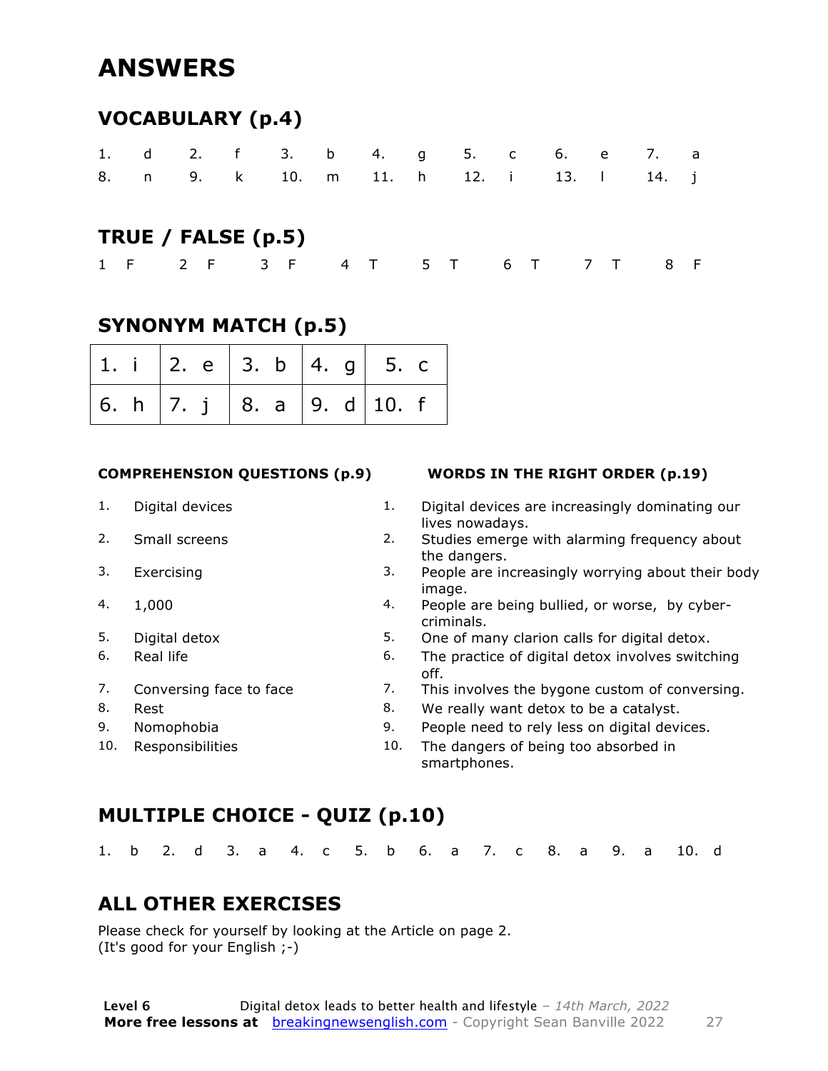# ANSWERS

## VOCABULARY (p.4)

| | | | | | | |
|---|---|---|---|---|---|---|
| 1. d | 2. f | 3. b | 4. g | 5. c | 6. e | 7. a |
| 8. n | 9. k | 10. m | 11. h | 12. i | 13. l | 14. j |

## TRUE / FALSE (p.5)

1 F   2 F   3 F   4 T   5 T   6 T   7 T   8 F

## SYNONYM MATCH (p.5)

| | | | | |
|---|---|---|---|---|
| 1. i | 2. e | 3. b | 4. g | 5. c |
| 6. h | 7. j | 8. a | 9. d | 10. f |

**COMPREHENSION QUESTIONS (p.9)**

1. Digital devices
2. Small screens
3. Exercising
4. 1,000
5. Digital detox
6. Real life
7. Conversing face to face
8. Rest
9. Nomophobia
10. Responsibilities

**WORDS IN THE RIGHT ORDER (p.19)**

1. Digital devices are increasingly dominating our lives nowadays.
2. Studies emerge with alarming frequency about the dangers.
3. People are increasingly worrying about their body image.
4. People are being bullied, or worse, by cyber-criminals.
5. One of many clarion calls for digital detox.
6. The practice of digital detox involves switching off.
7. This involves the bygone custom of conversing.
8. We really want detox to be a catalyst.
9. People need to rely less on digital devices.
10. The dangers of being too absorbed in smartphones.

## MULTIPLE CHOICE - QUIZ (p.10)

1. b   2. d   3. a   4. c   5. b   6. a   7. c   8. a   9. a   10. d

## ALL OTHER EXERCISES

Please check for yourself by looking at the Article on page 2.
(It's good for your English ;-)